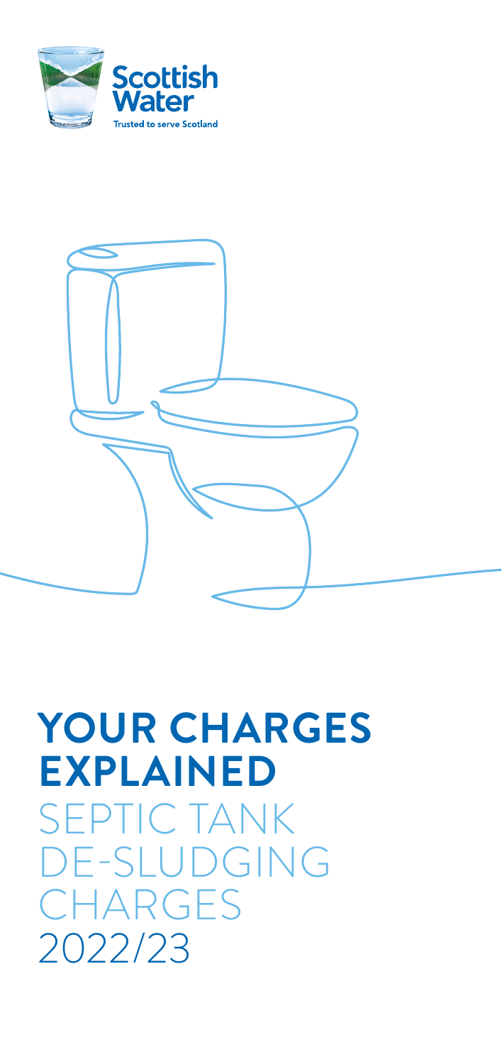Scottish Water

Trusted to serve Scotland

# YOUR CHARGES EXPLAINED

## SEPTIC TANK DE-SLUDGING CHARGES 2022/23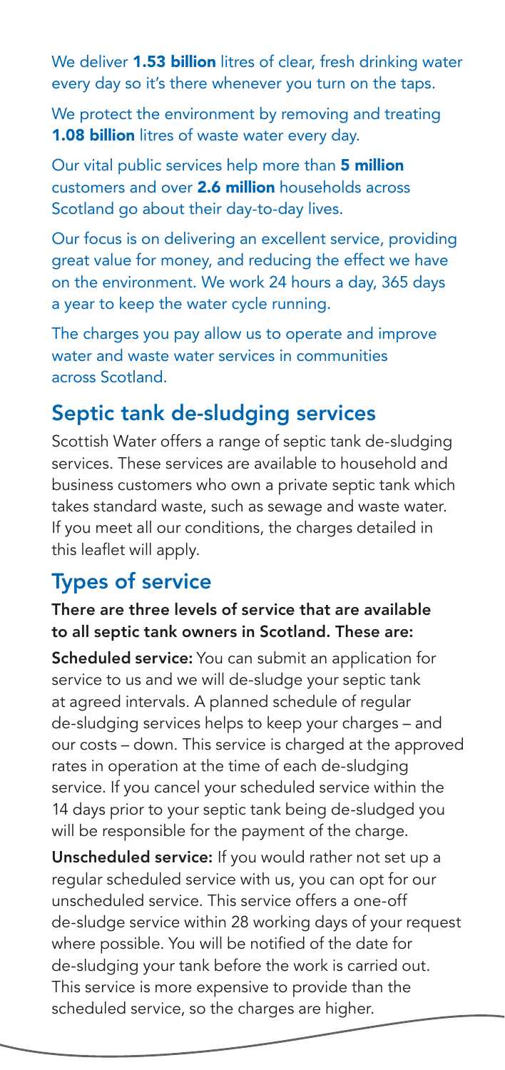We deliver **1.53 billion** litres of clear, fresh drinking water every day so it's there whenever you turn on the taps.

We protect the environment by removing and treating **1.08 billion** litres of waste water every day.

Our vital public services help more than **5 million** customers and over **2.6 million** households across Scotland go about their day-to-day lives.

Our focus is on delivering an excellent service, providing great value for money, and reducing the effect we have on the environment. We work 24 hours a day, 365 days a year to keep the water cycle running.

The charges you pay allow us to operate and improve water and waste water services in communities across Scotland.

## Septic tank de-sludging services

Scottish Water offers a range of septic tank de-sludging services. These services are available to household and business customers who own a private septic tank which takes standard waste, such as sewage and waste water. If you meet all our conditions, the charges detailed in this leaflet will apply.

## Types of service

**There are three levels of service that are available to all septic tank owners in Scotland. These are:**

**Scheduled service:** You can submit an application for service to us and we will de-sludge your septic tank at agreed intervals. A planned schedule of regular de-sludging services helps to keep your charges – and our costs – down. This service is charged at the approved rates in operation at the time of each de-sludging service. If you cancel your scheduled service within the 14 days prior to your septic tank being de-sludged you will be responsible for the payment of the charge.

**Unscheduled service:** If you would rather not set up a regular scheduled service with us, you can opt for our unscheduled service. This service offers a one-off de-sludge service within 28 working days of your request where possible. You will be notified of the date for de-sludging your tank before the work is carried out. This service is more expensive to provide than the scheduled service, so the charges are higher.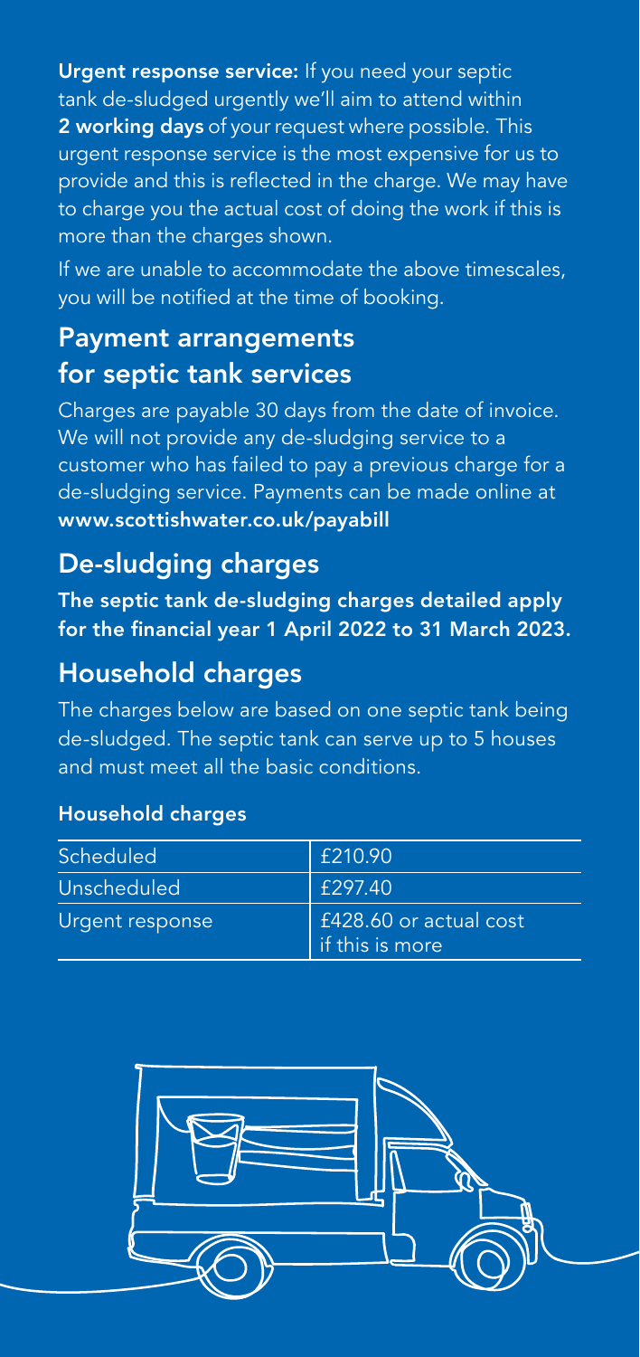**Urgent response service:** If you need your septic tank de-sludged urgently we'll aim to attend within **2 working days** of your request where possible. This urgent response service is the most expensive for us to provide and this is reflected in the charge. We may have to charge you the actual cost of doing the work if this is more than the charges shown.

If we are unable to accommodate the above timescales, you will be notified at the time of booking.

## Payment arrangements for septic tank services

Charges are payable 30 days from the date of invoice. We will not provide any de-sludging service to a customer who has failed to pay a previous charge for a de-sludging service. Payments can be made online at **www.scottishwater.co.uk/payabill**

## De-sludging charges

**The septic tank de-sludging charges detailed apply for the financial year 1 April 2022 to 31 March 2023.**

## Household charges

The charges below are based on one septic tank being de-sludged. The septic tank can serve up to 5 houses and must meet all the basic conditions.

**Household charges**

| | |
|---|---|
| Scheduled | £210.90 |
| Unscheduled | £297.40 |
| Urgent response | £428.60 or actual cost if this is more |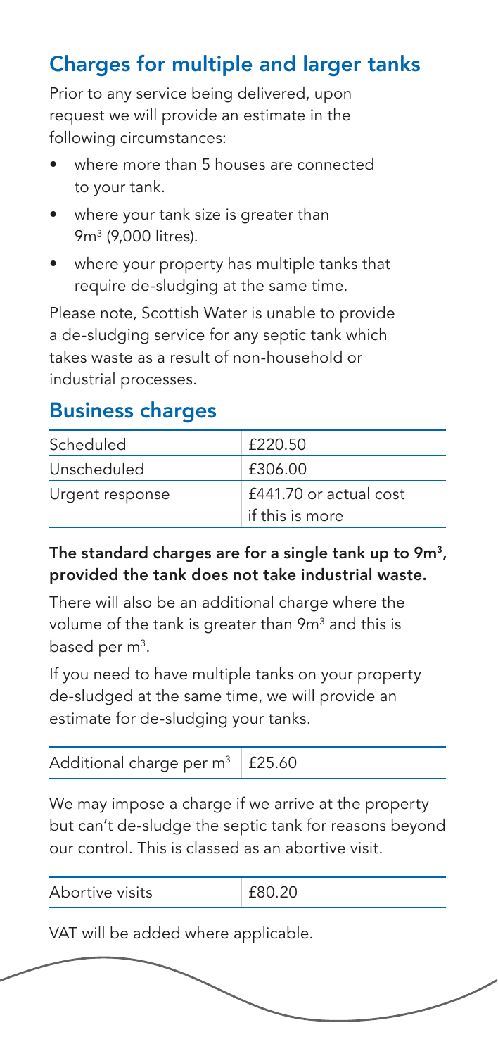## Charges for multiple and larger tanks

Prior to any service being delivered, upon request we will provide an estimate in the following circumstances:

- where more than 5 houses are connected to your tank.
- where your tank size is greater than $9m^3$ (9,000 litres).
- where your property has multiple tanks that require de-sludging at the same time.

Please note, Scottish Water is unable to provide a de-sludging service for any septic tank which takes waste as a result of non-household or industrial processes.

## Business charges

| Scheduled | £220.50 |
|---|---|
| Unscheduled | £306.00 |
| Urgent response | £441.70 or actual cost if this is more |

**The standard charges are for a single tank up to $9m^3$, provided the tank does not take industrial waste.**

There will also be an additional charge where the volume of the tank is greater than $9m^3$ and this is based per $m^3$.

If you need to have multiple tanks on your property de-sludged at the same time, we will provide an estimate for de-sludging your tanks.

| Additional charge per $m^3$ | £25.60 |
|---|---|

We may impose a charge if we arrive at the property but can't de-sludge the septic tank for reasons beyond our control. This is classed as an abortive visit.

| Abortive visits | £80.20 |
|---|---|

VAT will be added where applicable.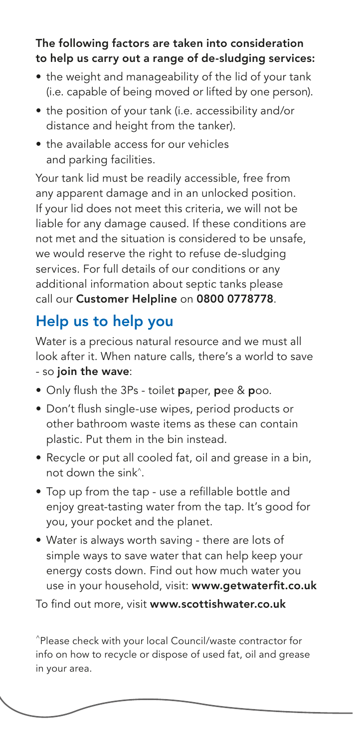**The following factors are taken into consideration to help us carry out a range of de-sludging services:**

- the weight and manageability of the lid of your tank (i.e. capable of being moved or lifted by one person).
- the position of your tank (i.e. accessibility and/or distance and height from the tanker).
- the available access for our vehicles and parking facilities.

Your tank lid must be readily accessible, free from any apparent damage and in an unlocked position. If your lid does not meet this criteria, we will not be liable for any damage caused. If these conditions are not met and the situation is considered to be unsafe, we would reserve the right to refuse de-sludging services. For full details of our conditions or any additional information about septic tanks please call our **Customer Helpline** on **0800 0778778**.

## Help us to help you

Water is a precious natural resource and we must all look after it. When nature calls, there's a world to save - so **join the wave**:

- Only flush the 3Ps - toilet **p**aper, **p**ee & **p**oo.
- Don't flush single-use wipes, period products or other bathroom waste items as these can contain plastic. Put them in the bin instead.
- Recycle or put all cooled fat, oil and grease in a bin, not down the sink^.
- Top up from the tap - use a refillable bottle and enjoy great-tasting water from the tap. It's good for you, your pocket and the planet.
- Water is always worth saving - there are lots of simple ways to save water that can help keep your energy costs down. Find out how much water you use in your household, visit: **www.getwaterfit.co.uk**

To find out more, visit **www.scottishwater.co.uk**

^Please check with your local Council/waste contractor for info on how to recycle or dispose of used fat, oil and grease in your area.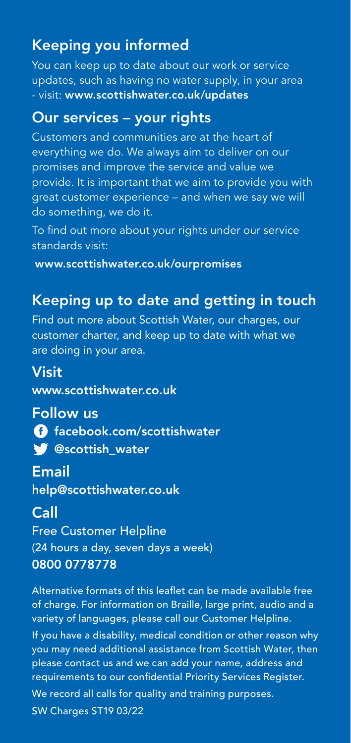## Keeping you informed

You can keep up to date about our work or service updates, such as having no water supply, in your area - visit: **www.scottishwater.co.uk/updates**

## Our services – your rights

Customers and communities are at the heart of everything we do. We always aim to deliver on our promises and improve the service and value we provide. It is important that we aim to provide you with great customer experience – and when we say we will do something, we do it.

To find out more about your rights under our service standards visit:

**www.scottishwater.co.uk/ourpromises**

## Keeping up to date and getting in touch

Find out more about Scottish Water, our charges, our customer charter, and keep up to date with what we are doing in your area.

### Visit

**www.scottishwater.co.uk**

### Follow us

**facebook.com/scottishwater**

**@scottish_water**

### Email

**help@scottishwater.co.uk**

### Call

Free Customer Helpline
(24 hours a day, seven days a week)
**0800 0778778**

Alternative formats of this leaflet can be made available free of charge. For information on Braille, large print, audio and a variety of languages, please call our Customer Helpline.

If you have a disability, medical condition or other reason why you may need additional assistance from Scottish Water, then please contact us and we can add your name, address and requirements to our confidential Priority Services Register.

We record all calls for quality and training purposes.

SW Charges ST19 03/22